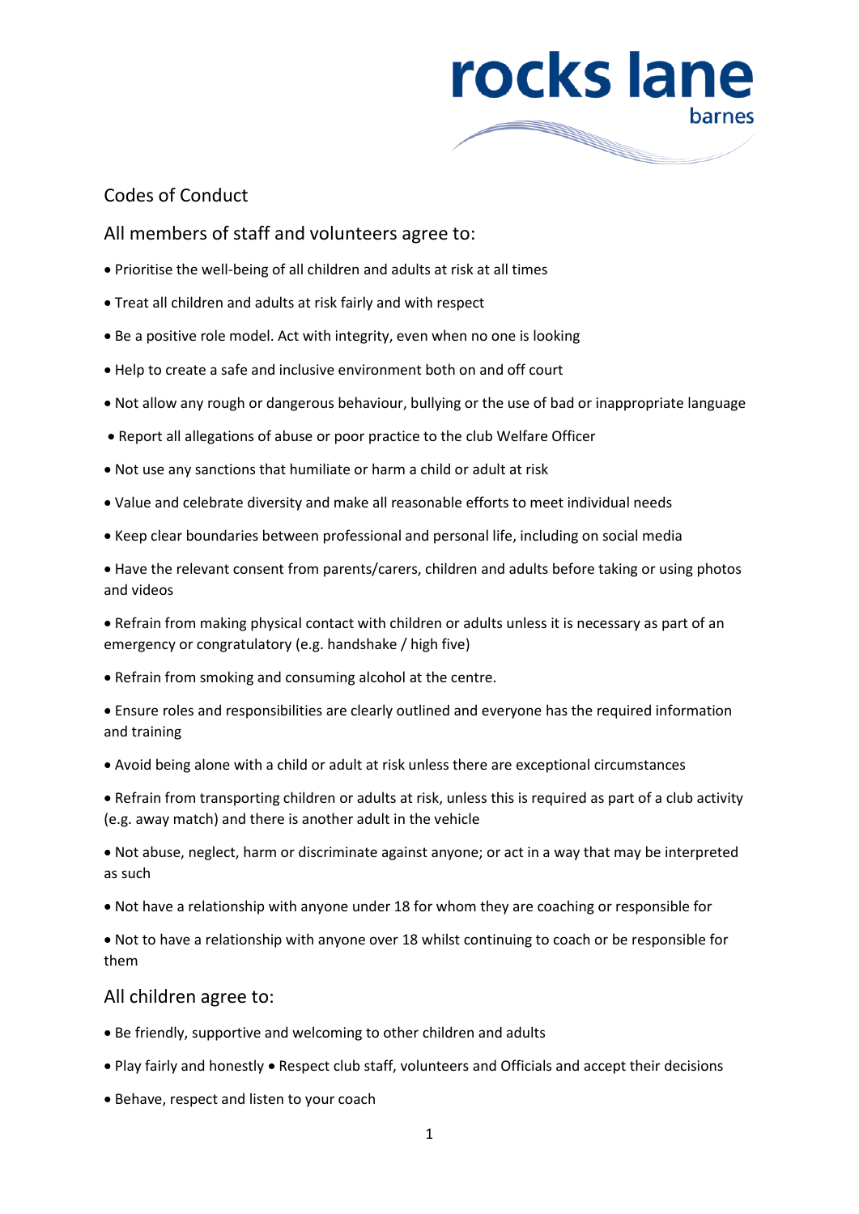rocks lane barnes

## Codes of Conduct

## All members of staff and volunteers agree to:

- Prioritise the well-being of all children and adults at risk at all times
- Treat all children and adults at risk fairly and with respect
- Be a positive role model. Act with integrity, even when no one is looking
- Help to create a safe and inclusive environment both on and off court
- Not allow any rough or dangerous behaviour, bullying or the use of bad or inappropriate language
- Report all allegations of abuse or poor practice to the club Welfare Officer
- Not use any sanctions that humiliate or harm a child or adult at risk
- Value and celebrate diversity and make all reasonable efforts to meet individual needs
- Keep clear boundaries between professional and personal life, including on social media
- Have the relevant consent from parents/carers, children and adults before taking or using photos and videos
- Refrain from making physical contact with children or adults unless it is necessary as part of an emergency or congratulatory (e.g. handshake / high five)
- Refrain from smoking and consuming alcohol at the centre.
- Ensure roles and responsibilities are clearly outlined and everyone has the required information and training
- Avoid being alone with a child or adult at risk unless there are exceptional circumstances
- Refrain from transporting children or adults at risk, unless this is required as part of a club activity (e.g. away match) and there is another adult in the vehicle
- Not abuse, neglect, harm or discriminate against anyone; or act in a way that may be interpreted as such
- Not have a relationship with anyone under 18 for whom they are coaching or responsible for
- Not to have a relationship with anyone over 18 whilst continuing to coach or be responsible for them

## All children agree to:

- Be friendly, supportive and welcoming to other children and adults
- Play fairly and honestly • Respect club staff, volunteers and Officials and accept their decisions
- Behave, respect and listen to your coach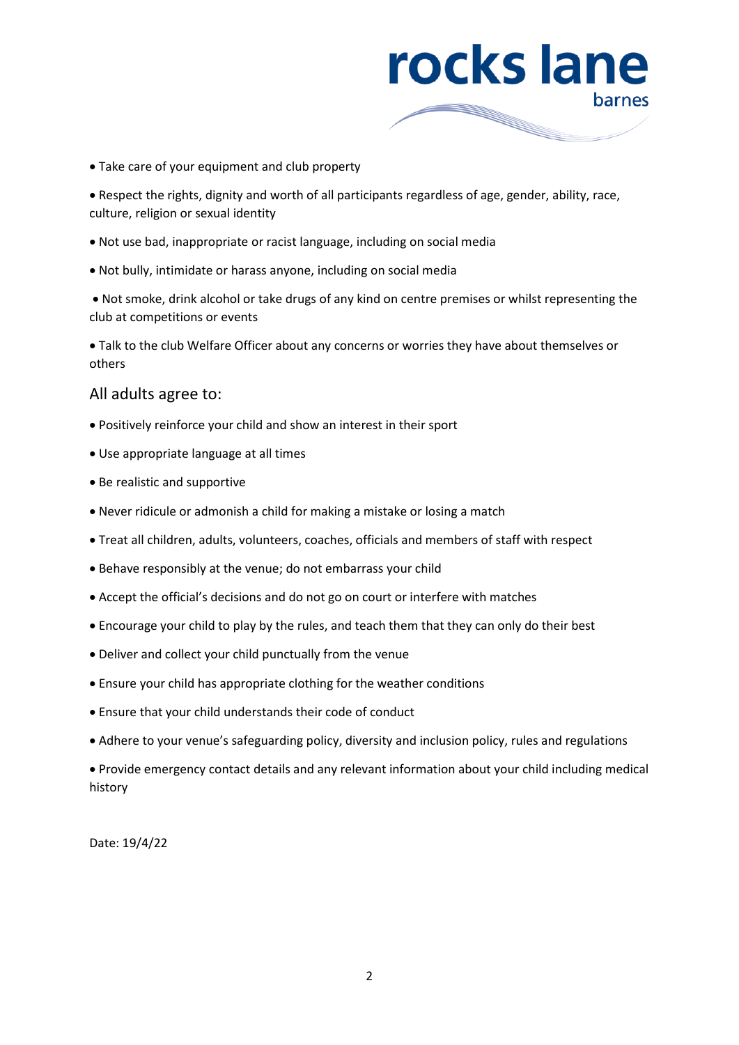- Take care of your equipment and club property
- Respect the rights, dignity and worth of all participants regardless of age, gender, ability, race, culture, religion or sexual identity
- Not use bad, inappropriate or racist language, including on social media
- Not bully, intimidate or harass anyone, including on social media
- Not smoke, drink alcohol or take drugs of any kind on centre premises or whilst representing the club at competitions or events
- Talk to the club Welfare Officer about any concerns or worries they have about themselves or others

## All adults agree to:

- Positively reinforce your child and show an interest in their sport
- Use appropriate language at all times
- Be realistic and supportive
- Never ridicule or admonish a child for making a mistake or losing a match
- Treat all children, adults, volunteers, coaches, officials and members of staff with respect
- Behave responsibly at the venue; do not embarrass your child
- Accept the official's decisions and do not go on court or interfere with matches
- Encourage your child to play by the rules, and teach them that they can only do their best
- Deliver and collect your child punctually from the venue
- Ensure your child has appropriate clothing for the weather conditions
- Ensure that your child understands their code of conduct
- Adhere to your venue's safeguarding policy, diversity and inclusion policy, rules and regulations
- Provide emergency contact details and any relevant information about your child including medical history

Date: 19/4/22